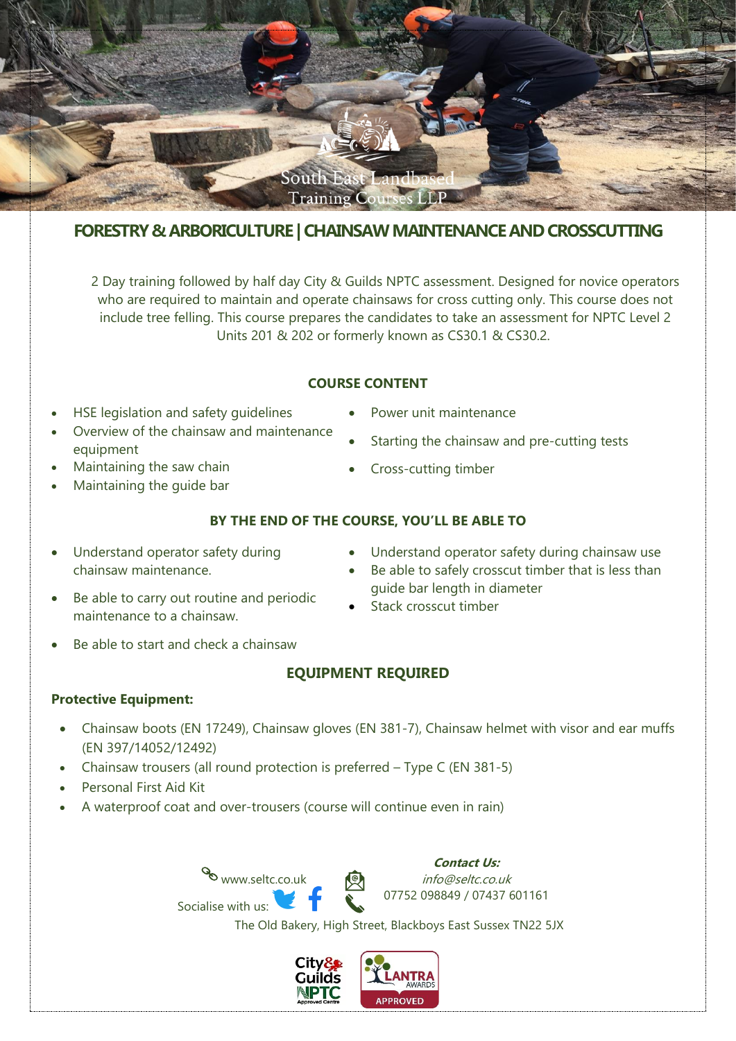South East Landbased Training Courses LLP

# FORESTRY & ARBORICULTURE | CHAINSAW MAINTENANCE AND CROSSCUTTING

2 Day training followed by half day City & Guilds NPTC assessment. Designed for novice operators who are required to maintain and operate chainsaws for cross cutting only. This course does not include tree felling. This course prepares the candidates to take an assessment for NPTC Level 2 Units 201 & 202 or formerly known as CS30.1 & CS30.2.

## COURSE CONTENT

- HSE legislation and safety guidelines
- Overview of the chainsaw and maintenance equipment
- Maintaining the saw chain
- Maintaining the guide bar
- Power unit maintenance
- Starting the chainsaw and pre-cutting tests
- Cross-cutting timber

## BY THE END OF THE COURSE, YOU'LL BE ABLE TO

- Understand operator safety during chainsaw maintenance.
- Be able to carry out routine and periodic maintenance to a chainsaw.
- Be able to start and check a chainsaw
- Understand operator safety during chainsaw use
- Be able to safely crosscut timber that is less than guide bar length in diameter
- Stack crosscut timber

## EQUIPMENT REQUIRED

**Protective Equipment:**

- Chainsaw boots (EN 17249), Chainsaw gloves (EN 381-7), Chainsaw helmet with visor and ear muffs (EN 397/14052/12492)
- Chainsaw trousers (all round protection is preferred – Type C (EN 381-5)
- Personal First Aid Kit
- A waterproof coat and over-trousers (course will continue even in rain)

www.seltc.co.uk

Socialise with us:

***Contact Us:***
*info@seltc.co.uk*
07752 098849 / 07437 601161

The Old Bakery, High Street, Blackboys East Sussex TN22 5JX

City & Guilds NPTC Approved Centre | LANTRA AWARDS APPROVED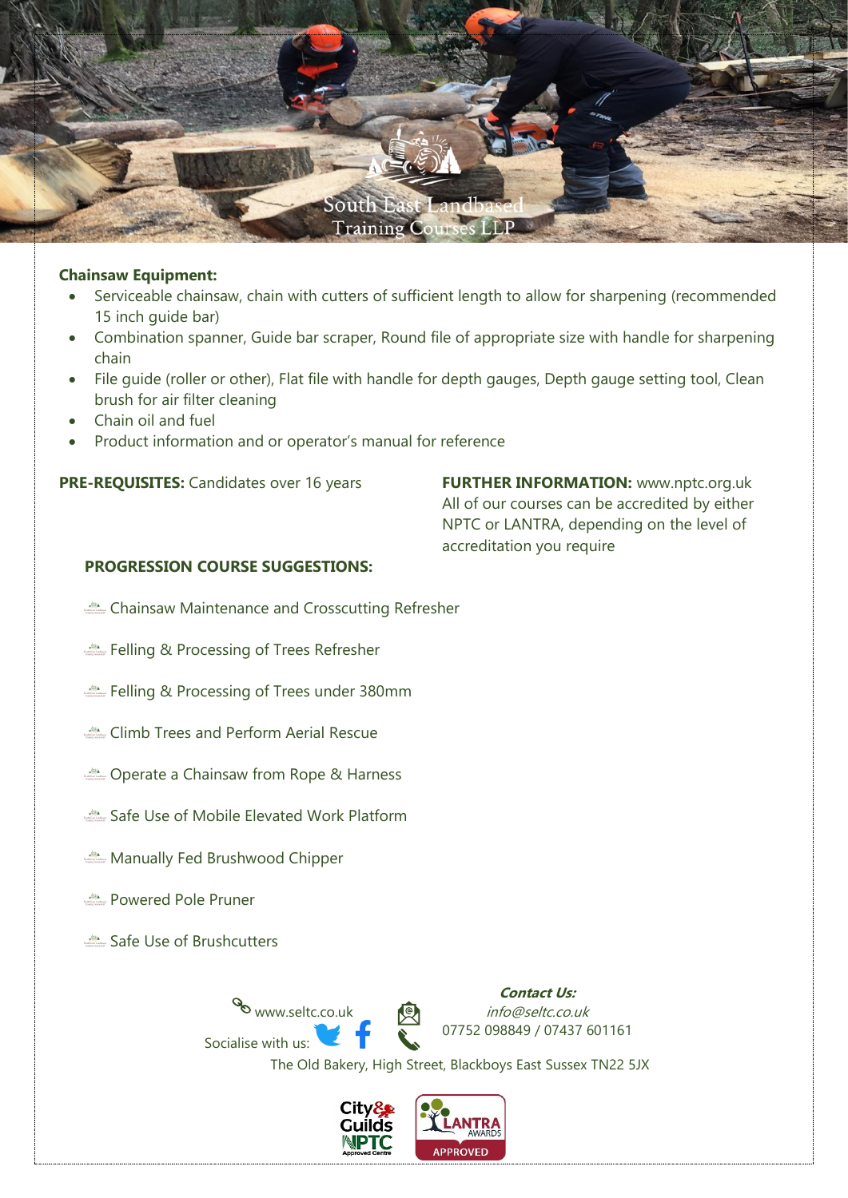**Chainsaw Equipment:**

- Serviceable chainsaw, chain with cutters of sufficient length to allow for sharpening (recommended 15 inch guide bar)
- Combination spanner, Guide bar scraper, Round file of appropriate size with handle for sharpening chain
- File guide (roller or other), Flat file with handle for depth gauges, Depth gauge setting tool, Clean brush for air filter cleaning
- Chain oil and fuel
- Product information and or operator's manual for reference

**PRE-REQUISITES:** Candidates over 16 years

**FURTHER INFORMATION:** www.nptc.org.uk
All of our courses can be accredited by either NPTC or LANTRA, depending on the level of accreditation you require

**PROGRESSION COURSE SUGGESTIONS:**

- Chainsaw Maintenance and Crosscutting Refresher
- Felling & Processing of Trees Refresher
- Felling & Processing of Trees under 380mm
- Climb Trees and Perform Aerial Rescue
- Operate a Chainsaw from Rope & Harness
- Safe Use of Mobile Elevated Work Platform
- Manually Fed Brushwood Chipper
- Powered Pole Pruner
- Safe Use of Brushcutters

www.seltc.co.uk

Socialise with us:

***Contact Us:***
*info@seltc.co.uk*
07752 098849 / 07437 601161

The Old Bakery, High Street, Blackboys East Sussex TN22 5JX